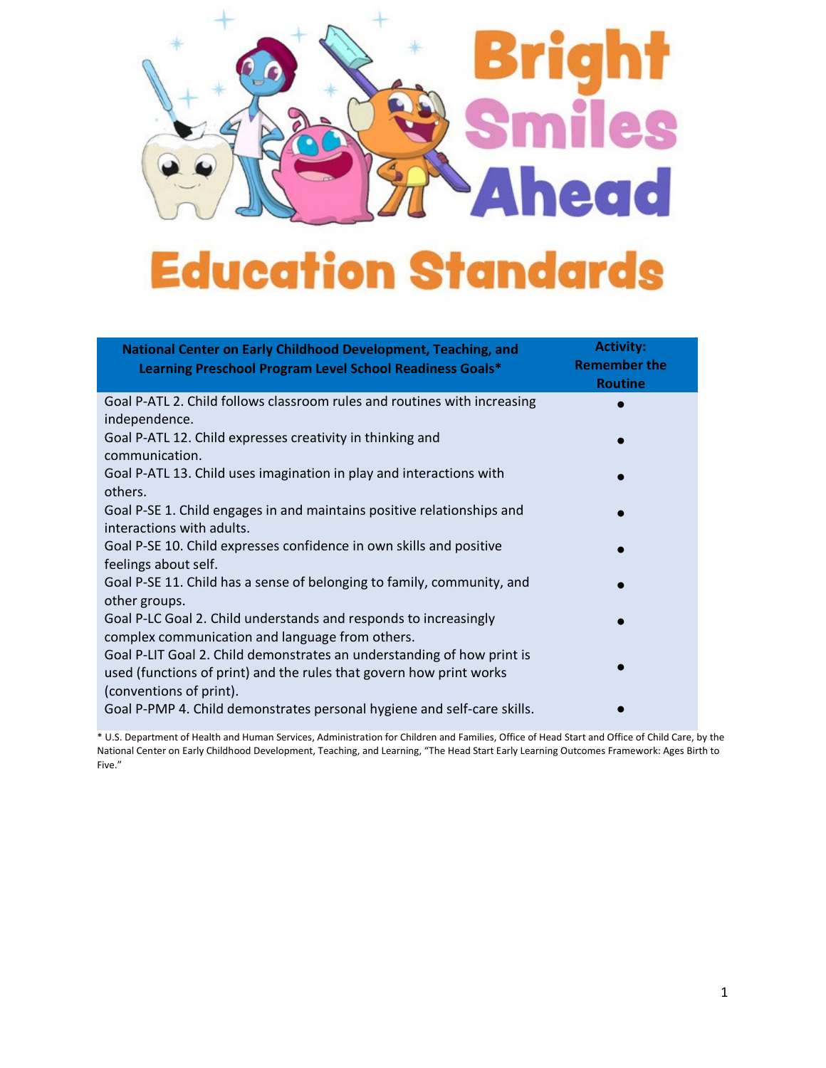# Bright Smiles Ahead

# Education Standards

| National Center on Early Childhood Development, Teaching, and Learning Preschool Program Level School Readiness Goals* | Activity: Remember the Routine |
|---|---|
| Goal P-ATL 2. Child follows classroom rules and routines with increasing independence. | ● |
| Goal P-ATL 12. Child expresses creativity in thinking and communication. | ● |
| Goal P-ATL 13. Child uses imagination in play and interactions with others. | ● |
| Goal P-SE 1. Child engages in and maintains positive relationships and interactions with adults. | ● |
| Goal P-SE 10. Child expresses confidence in own skills and positive feelings about self. | ● |
| Goal P-SE 11. Child has a sense of belonging to family, community, and other groups. | ● |
| Goal P-LC Goal 2. Child understands and responds to increasingly complex communication and language from others. | ● |
| Goal P-LIT Goal 2. Child demonstrates an understanding of how print is used (functions of print) and the rules that govern how print works (conventions of print). | ● |
| Goal P-PMP 4. Child demonstrates personal hygiene and self-care skills. | ● |

* U.S. Department of Health and Human Services, Administration for Children and Families, Office of Head Start and Office of Child Care, by the National Center on Early Childhood Development, Teaching, and Learning, "The Head Start Early Learning Outcomes Framework: Ages Birth to Five."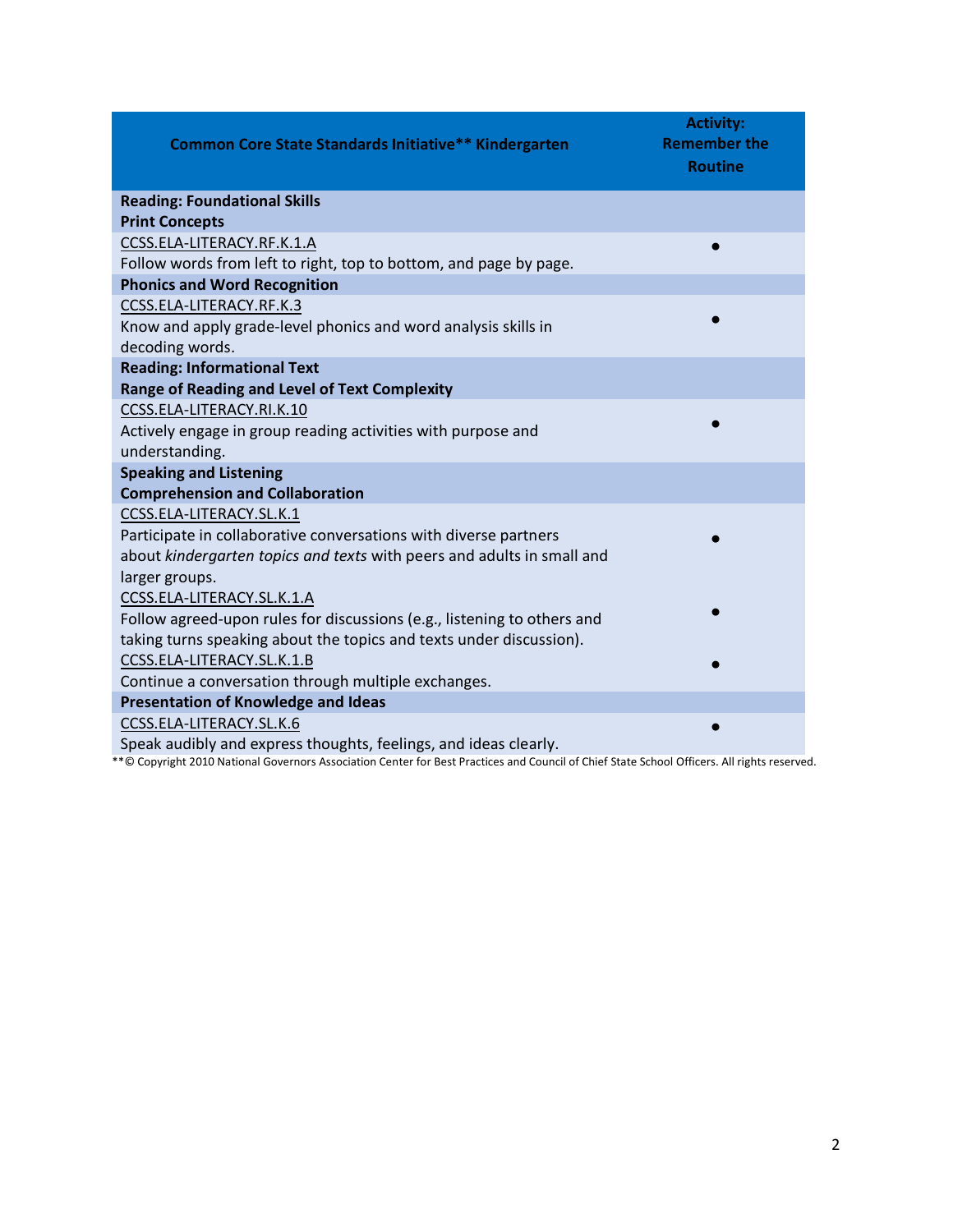| Common Core State Standards Initiative** Kindergarten | Activity: Remember the Routine |
|---|---|
| **Reading: Foundational Skills**<br>**Print Concepts** | |
| CCSS.ELA-LITERACY.RF.K.1.A<br>Follow words from left to right, top to bottom, and page by page. | ● |
| **Phonics and Word Recognition** | |
| CCSS.ELA-LITERACY.RF.K.3<br>Know and apply grade-level phonics and word analysis skills in decoding words. | ● |
| **Reading: Informational Text**<br>**Range of Reading and Level of Text Complexity** | |
| CCSS.ELA-LITERACY.RI.K.10<br>Actively engage in group reading activities with purpose and understanding. | ● |
| **Speaking and Listening**<br>**Comprehension and Collaboration** | |
| CCSS.ELA-LITERACY.SL.K.1<br>Participate in collaborative conversations with diverse partners about *kindergarten topics and texts* with peers and adults in small and larger groups. | ● |
| CCSS.ELA-LITERACY.SL.K.1.A<br>Follow agreed-upon rules for discussions (e.g., listening to others and taking turns speaking about the topics and texts under discussion). | ● |
| CCSS.ELA-LITERACY.SL.K.1.B<br>Continue a conversation through multiple exchanges. | ● |
| **Presentation of Knowledge and Ideas** | |
| CCSS.ELA-LITERACY.SL.K.6<br>Speak audibly and express thoughts, feelings, and ideas clearly. | ● |

**© Copyright 2010 National Governors Association Center for Best Practices and Council of Chief State School Officers. All rights reserved.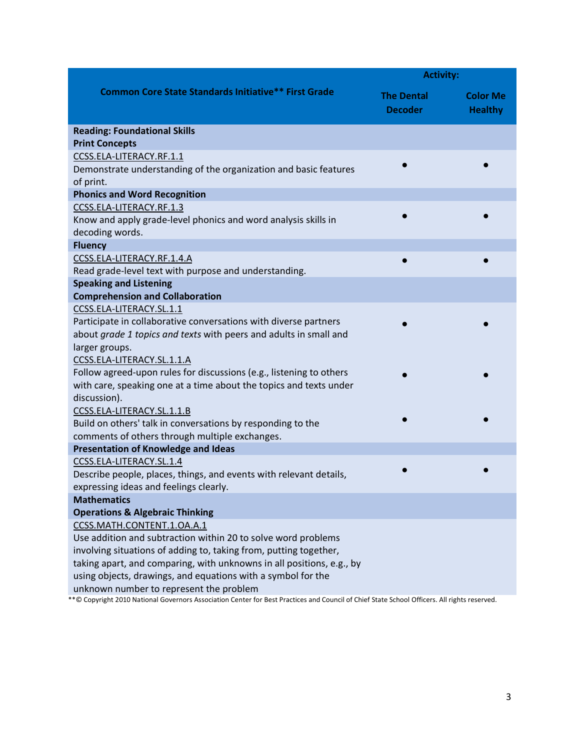| Common Core State Standards Initiative** First Grade | Activity: | |
|---|---|---|
| | **The Dental Decoder** | **Color Me Healthy** |
| **Reading: Foundational Skills**<br>**Print Concepts** | | |
| CCSS.ELA-LITERACY.RF.1.1<br>Demonstrate understanding of the organization and basic features of print. | ● | ● |
| **Phonics and Word Recognition** | | |
| CCSS.ELA-LITERACY.RF.1.3<br>Know and apply grade-level phonics and word analysis skills in decoding words. | ● | ● |
| **Fluency** | | |
| CCSS.ELA-LITERACY.RF.1.4.A<br>Read grade-level text with purpose and understanding. | ● | ● |
| **Speaking and Listening**<br>**Comprehension and Collaboration** | | |
| CCSS.ELA-LITERACY.SL.1.1<br>Participate in collaborative conversations with diverse partners about *grade 1 topics and texts* with peers and adults in small and larger groups. | ● | ● |
| CCSS.ELA-LITERACY.SL.1.1.A<br>Follow agreed-upon rules for discussions (e.g., listening to others with care, speaking one at a time about the topics and texts under discussion). | ● | ● |
| CCSS.ELA-LITERACY.SL.1.1.B<br>Build on others' talk in conversations by responding to the comments of others through multiple exchanges. | ● | ● |
| **Presentation of Knowledge and Ideas** | | |
| CCSS.ELA-LITERACY.SL.1.4<br>Describe people, places, things, and events with relevant details, expressing ideas and feelings clearly. | ● | ● |
| **Mathematics**<br>**Operations & Algebraic Thinking** | | |
| CCSS.MATH.CONTENT.1.OA.A.1<br>Use addition and subtraction within 20 to solve word problems involving situations of adding to, taking from, putting together, taking apart, and comparing, with unknowns in all positions, e.g., by using objects, drawings, and equations with a symbol for the unknown number to represent the problem | | |

**© Copyright 2010 National Governors Association Center for Best Practices and Council of Chief State School Officers. All rights reserved.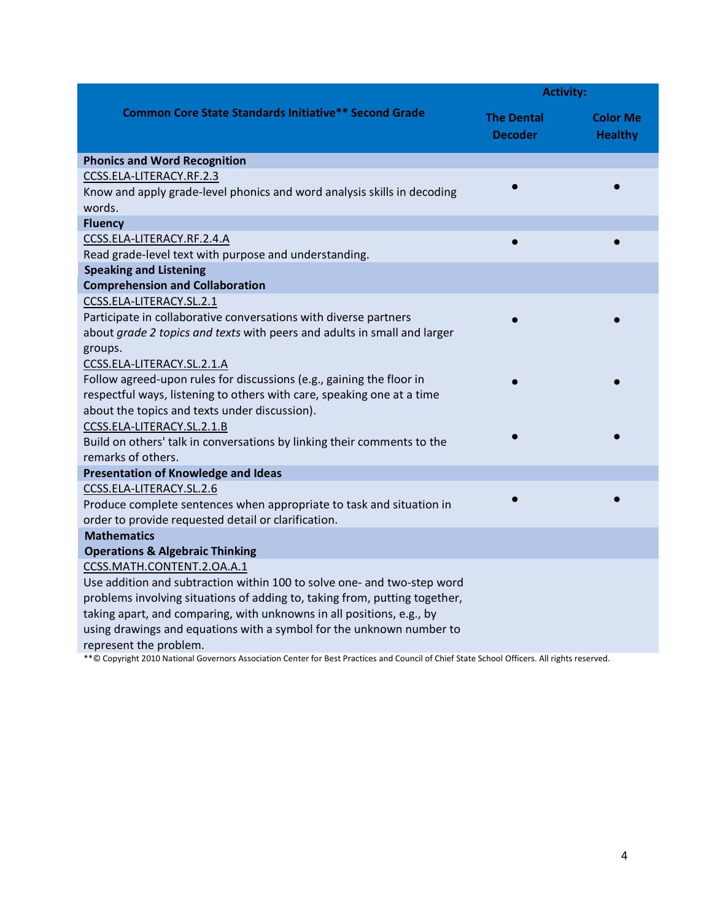| Common Core State Standards Initiative** Second Grade | Activity: | |
|---|---|---|
| | The Dental Decoder | Color Me Healthy |
| **Phonics and Word Recognition** | | |
| CCSS.ELA-LITERACY.RF.2.3<br>Know and apply grade-level phonics and word analysis skills in decoding words. | ● | ● |
| **Fluency** | | |
| CCSS.ELA-LITERACY.RF.2.4.A<br>Read grade-level text with purpose and understanding. | ● | ● |
| **Speaking and Listening**<br>**Comprehension and Collaboration** | | |
| CCSS.ELA-LITERACY.SL.2.1<br>Participate in collaborative conversations with diverse partners about *grade 2 topics and texts* with peers and adults in small and larger groups. | ● | ● |
| CCSS.ELA-LITERACY.SL.2.1.A<br>Follow agreed-upon rules for discussions (e.g., gaining the floor in respectful ways, listening to others with care, speaking one at a time about the topics and texts under discussion). | ● | ● |
| CCSS.ELA-LITERACY.SL.2.1.B<br>Build on others' talk in conversations by linking their comments to the remarks of others. | ● | ● |
| **Presentation of Knowledge and Ideas** | | |
| CCSS.ELA-LITERACY.SL.2.6<br>Produce complete sentences when appropriate to task and situation in order to provide requested detail or clarification. | ● | ● |
| **Mathematics**<br>**Operations & Algebraic Thinking** | | |
| CCSS.MATH.CONTENT.2.OA.A.1<br>Use addition and subtraction within 100 to solve one- and two-step word problems involving situations of adding to, taking from, putting together, taking apart, and comparing, with unknowns in all positions, e.g., by using drawings and equations with a symbol for the unknown number to represent the problem. | | |

**© Copyright 2010 National Governors Association Center for Best Practices and Council of Chief State School Officers. All rights reserved.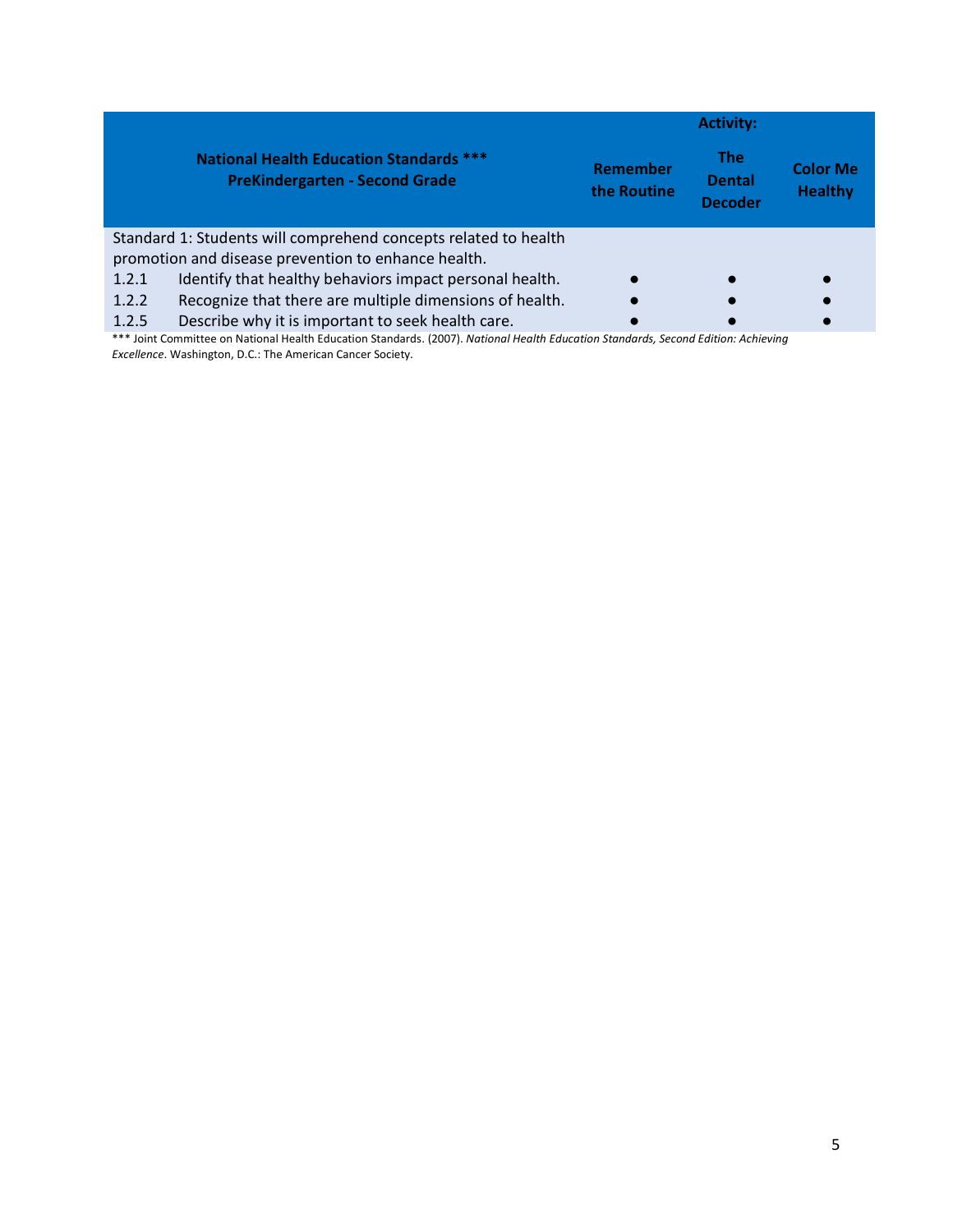| National Health Education Standards *** PreKindergarten - Second Grade | | Activity: | |
|---|---|---|---|
| | Remember the Routine | The Dental Decoder | Color Me Healthy |
| Standard 1: Students will comprehend concepts related to health promotion and disease prevention to enhance health. | | | |
| 1.2.1 Identify that healthy behaviors impact personal health. | ● | ● | ● |
| 1.2.2 Recognize that there are multiple dimensions of health. | ● | ● | ● |
| 1.2.5 Describe why it is important to seek health care. | ● | ● | ● |

*** Joint Committee on National Health Education Standards. (2007). *National Health Education Standards, Second Edition: Achieving Excellence*. Washington, D.C.: The American Cancer Society.